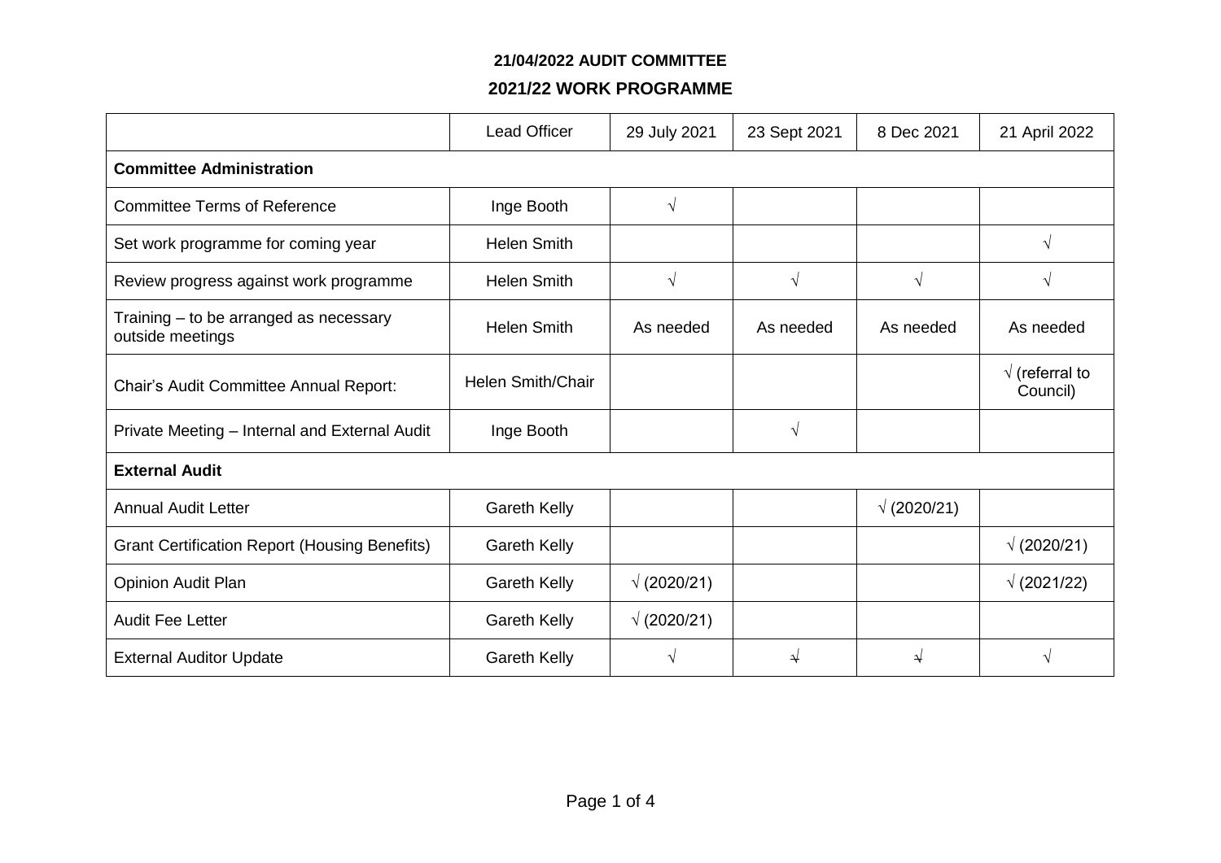**21/04/2022 AUDIT COMMITTEE**

**2021/22 WORK PROGRAMME**

| | Lead Officer | 29 July 2021 | 23 Sept 2021 | 8 Dec 2021 | 21 April 2022 |
|---|---|---|---|---|---|
| **Committee Administration** | | | | | |
| Committee Terms of Reference | Inge Booth | √ | | | |
| Set work programme for coming year | Helen Smith | | | | √ |
| Review progress against work programme | Helen Smith | √ | √ | √ | √ |
| Training – to be arranged as necessary outside meetings | Helen Smith | As needed | As needed | As needed | As needed |
| Chair's Audit Committee Annual Report: | Helen Smith/Chair | | | | √ (referral to Council) |
| Private Meeting – Internal and External Audit | Inge Booth | | √ | | |
| **External Audit** | | | | | |
| Annual Audit Letter | Gareth Kelly | | | √ (2020/21) | |
| Grant Certification Report (Housing Benefits) | Gareth Kelly | | | | √ (2020/21) |
| Opinion Audit Plan | Gareth Kelly | √ (2020/21) | | | √ (2021/22) |
| Audit Fee Letter | Gareth Kelly | √ (2020/21) | | | |
| External Auditor Update | Gareth Kelly | √ | √ | √ | √ |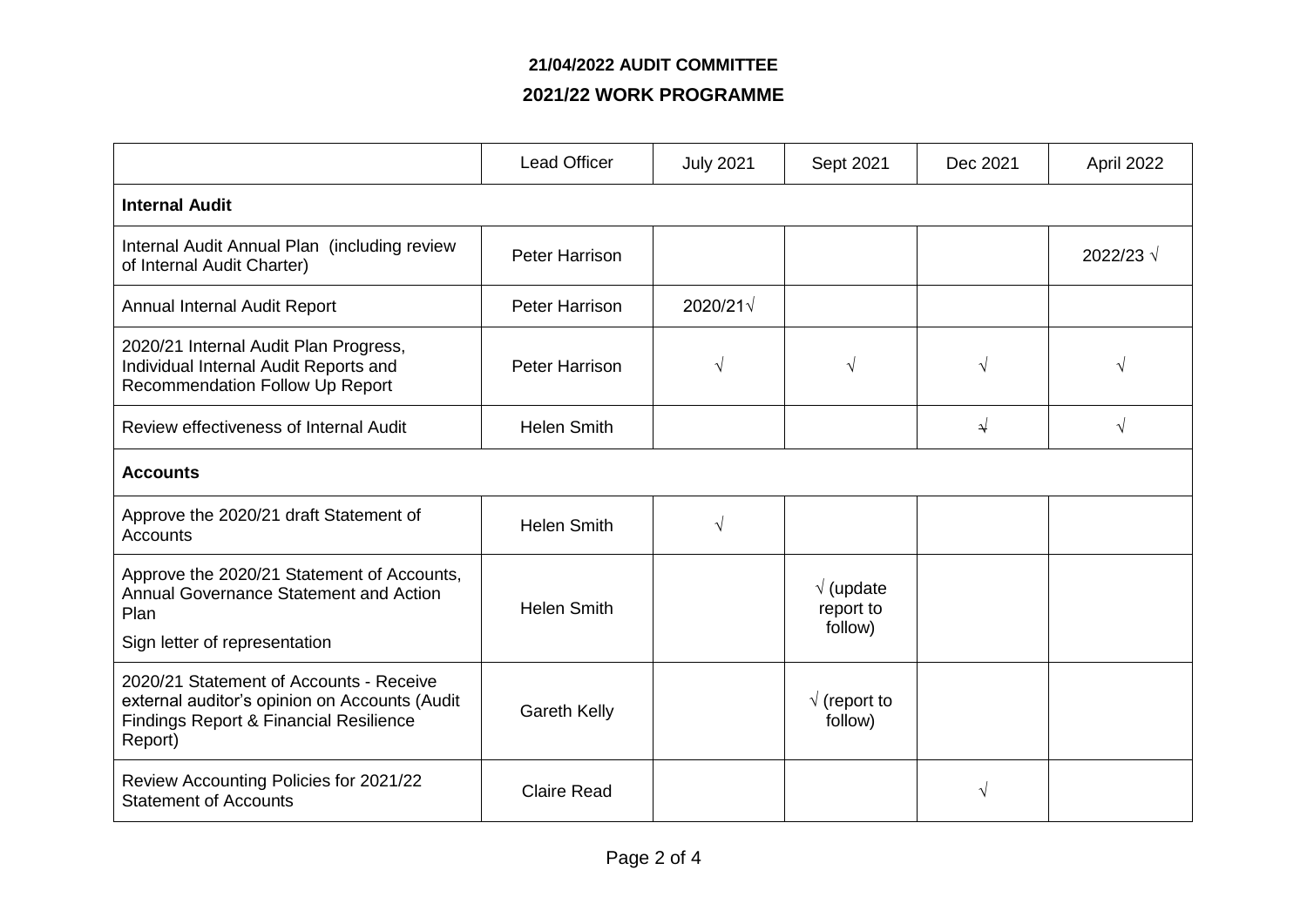**21/04/2022 AUDIT COMMITTEE**

**2021/22 WORK PROGRAMME**

| | Lead Officer | July 2021 | Sept 2021 | Dec 2021 | April 2022 |
|---|---|---|---|---|---|
| **Internal Audit** | | | | | |
| Internal Audit Annual Plan (including review of Internal Audit Charter) | Peter Harrison | | | | 2022/23 √ |
| Annual Internal Audit Report | Peter Harrison | 2020/21√ | | | |
| 2020/21 Internal Audit Plan Progress, Individual Internal Audit Reports and Recommendation Follow Up Report | Peter Harrison | √ | √ | √ | √ |
| Review effectiveness of Internal Audit | Helen Smith | | | ~~√~~ | √ |
| **Accounts** | | | | | |
| Approve the 2020/21 draft Statement of Accounts | Helen Smith | √ | | | |
| Approve the 2020/21 Statement of Accounts, Annual Governance Statement and Action Plan<br>Sign letter of representation | Helen Smith | | √ (update report to follow) | | |
| 2020/21 Statement of Accounts - Receive external auditor's opinion on Accounts (Audit Findings Report & Financial Resilience Report) | Gareth Kelly | | √ (report to follow) | | |
| Review Accounting Policies for 2021/22 Statement of Accounts | Claire Read | | | √ | |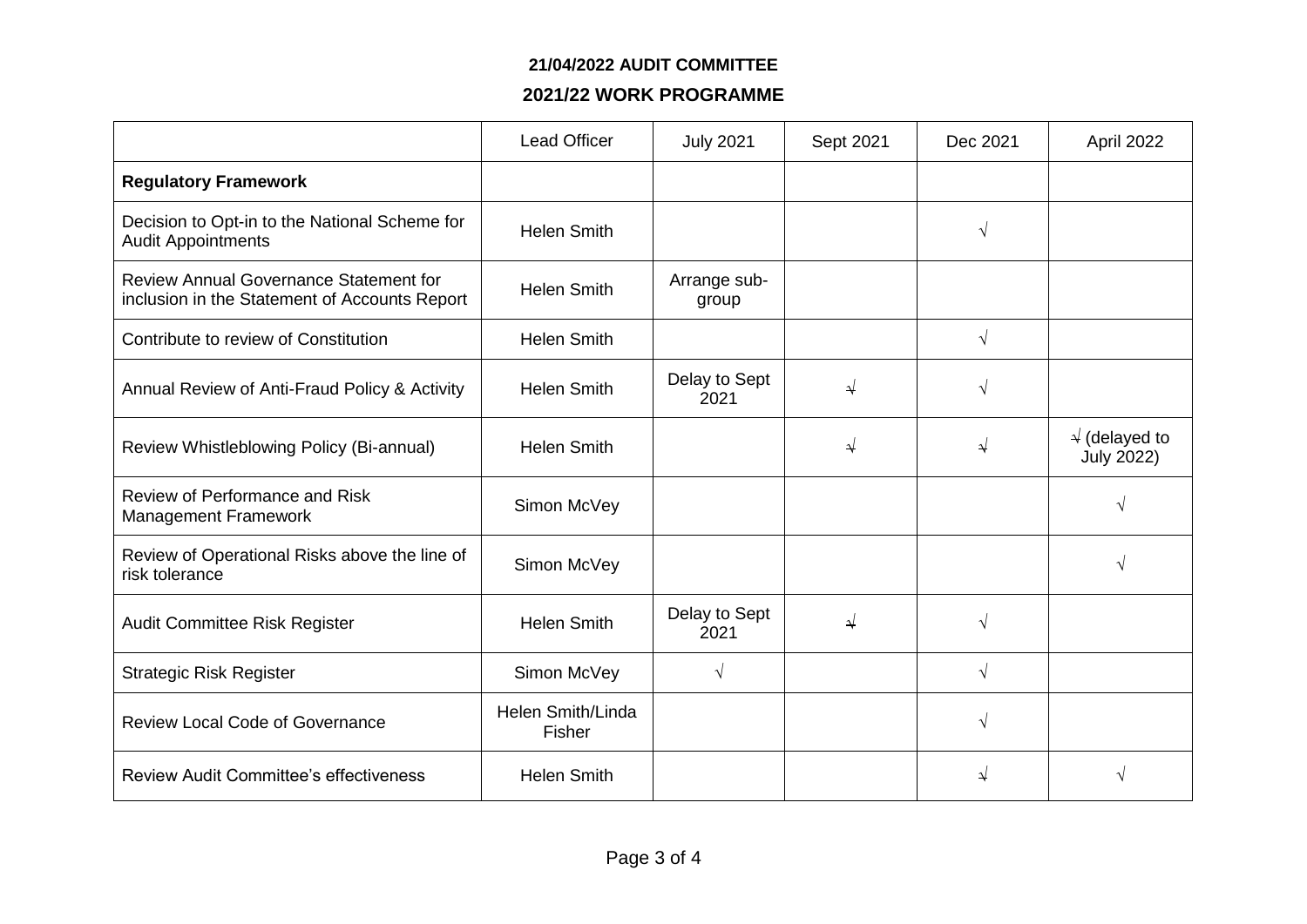**21/04/2022 AUDIT COMMITTEE**

**2021/22 WORK PROGRAMME**

| | Lead Officer | July 2021 | Sept 2021 | Dec 2021 | April 2022 |
|---|---|---|---|---|---|
| **Regulatory Framework** | | | | | |
| Decision to Opt-in to the National Scheme for Audit Appointments | Helen Smith | | | √ | |
| Review Annual Governance Statement for inclusion in the Statement of Accounts Report | Helen Smith | Arrange sub-group | | | |
| Contribute to review of Constitution | Helen Smith | | | √ | |
| Annual Review of Anti-Fraud Policy & Activity | Helen Smith | Delay to Sept 2021 | ~~√~~ | √ | |
| Review Whistleblowing Policy (Bi-annual) | Helen Smith | | ~~√~~ | ~~√~~ | ~~√~~ (delayed to July 2022) |
| Review of Performance and Risk Management Framework | Simon McVey | | | | √ |
| Review of Operational Risks above the line of risk tolerance | Simon McVey | | | | √ |
| Audit Committee Risk Register | Helen Smith | Delay to Sept 2021 | ~~√~~ | √ | |
| Strategic Risk Register | Simon McVey | √ | | √ | |
| Review Local Code of Governance | Helen Smith/Linda Fisher | | | √ | |
| Review Audit Committee's effectiveness | Helen Smith | | | ~~√~~ | √ |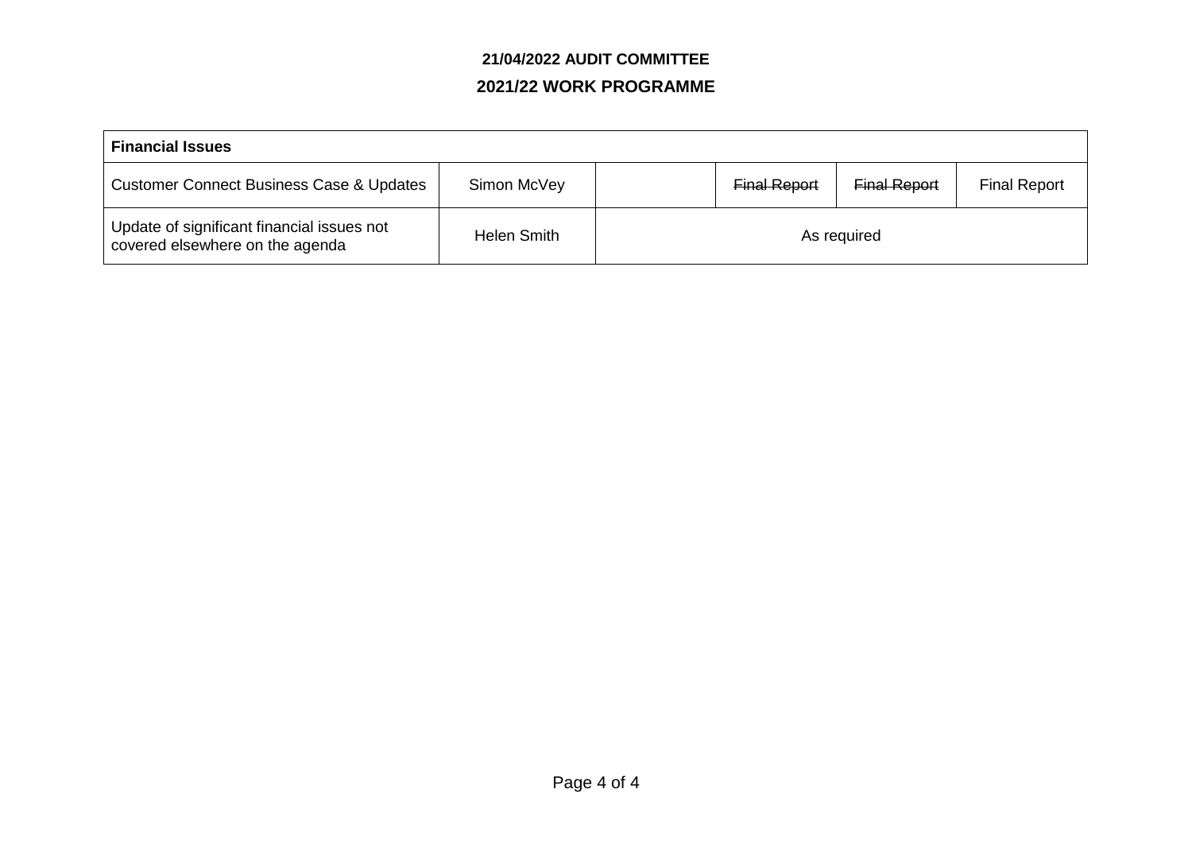**21/04/2022 AUDIT COMMITTEE**

**2021/22 WORK PROGRAMME**

| | | | | | |
|---|---|---|---|---|---|
| **Financial Issues** | | | | | |
| Customer Connect Business Case & Updates | Simon McVey | | ~~Final Report~~ | ~~Final Report~~ | Final Report |
| Update of significant financial issues not covered elsewhere on the agenda | Helen Smith | As required | | | |